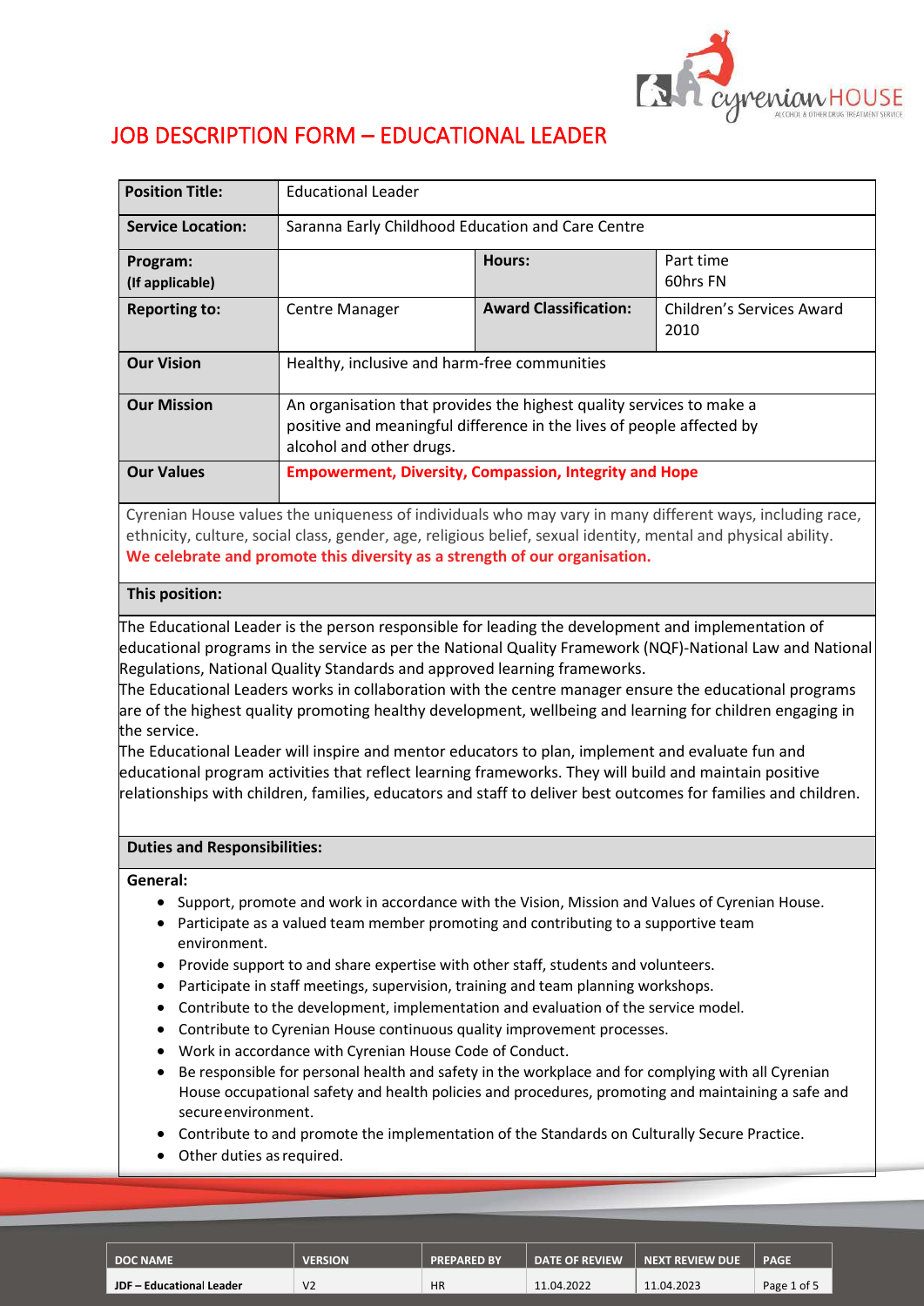# JOB DESCRIPTION FORM – EDUCATIONAL LEADER

| **Position Title:** | Educational Leader | | |
|---|---|---|---|
| **Service Location:** | Saranna Early Childhood Education and Care Centre | | |
| **Program:** (If applicable) | | **Hours:** | Part time 60hrs FN |
| **Reporting to:** | Centre Manager | **Award Classification:** | Children's Services Award 2010 |
| **Our Vision** | Healthy, inclusive and harm-free communities | | |
| **Our Mission** | An organisation that provides the highest quality services to make a positive and meaningful difference in the lives of people affected by alcohol and other drugs. | | |
| **Our Values** | **Empowerment, Diversity, Compassion, Integrity and Hope** | | |

Cyrenian House values the uniqueness of individuals who may vary in many different ways, including race, ethnicity, culture, social class, gender, age, religious belief, sexual identity, mental and physical ability. **We celebrate and promote this diversity as a strength of our organisation.**

**This position:**

The Educational Leader is the person responsible for leading the development and implementation of educational programs in the service as per the National Quality Framework (NQF)-National Law and National Regulations, National Quality Standards and approved learning frameworks.

The Educational Leaders works in collaboration with the centre manager ensure the educational programs are of the highest quality promoting healthy development, wellbeing and learning for children engaging in the service.

The Educational Leader will inspire and mentor educators to plan, implement and evaluate fun and educational program activities that reflect learning frameworks. They will build and maintain positive relationships with children, families, educators and staff to deliver best outcomes for families and children.

**Duties and Responsibilities:**

**General:**

- Support, promote and work in accordance with the Vision, Mission and Values of Cyrenian House.
- Participate as a valued team member promoting and contributing to a supportive team environment.
- Provide support to and share expertise with other staff, students and volunteers.
- Participate in staff meetings, supervision, training and team planning workshops.
- Contribute to the development, implementation and evaluation of the service model.
- Contribute to Cyrenian House continuous quality improvement processes.
- Work in accordance with Cyrenian House Code of Conduct.
- Be responsible for personal health and safety in the workplace and for complying with all Cyrenian House occupational safety and health policies and procedures, promoting and maintaining a safe and secure environment.
- Contribute to and promote the implementation of the Standards on Culturally Secure Practice.
- Other duties as required.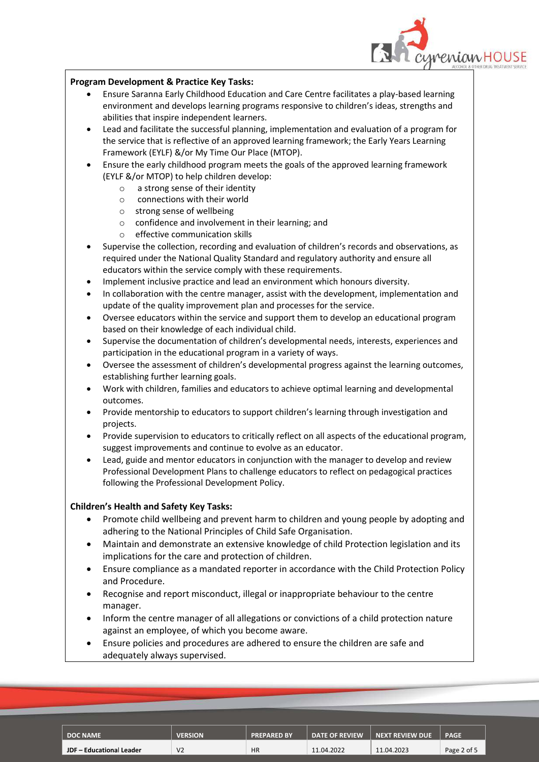**Program Development & Practice Key Tasks:**

- Ensure Saranna Early Childhood Education and Care Centre facilitates a play-based learning environment and develops learning programs responsive to children's ideas, strengths and abilities that inspire independent learners.
- Lead and facilitate the successful planning, implementation and evaluation of a program for the service that is reflective of an approved learning framework; the Early Years Learning Framework (EYLF) &/or My Time Our Place (MTOP).
- Ensure the early childhood program meets the goals of the approved learning framework (EYLF &/or MTOP) to help children develop:
  - a strong sense of their identity
  - connections with their world
  - strong sense of wellbeing
  - confidence and involvement in their learning; and
  - effective communication skills
- Supervise the collection, recording and evaluation of children's records and observations, as required under the National Quality Standard and regulatory authority and ensure all educators within the service comply with these requirements.
- Implement inclusive practice and lead an environment which honours diversity.
- In collaboration with the centre manager, assist with the development, implementation and update of the quality improvement plan and processes for the service.
- Oversee educators within the service and support them to develop an educational program based on their knowledge of each individual child.
- Supervise the documentation of children's developmental needs, interests, experiences and participation in the educational program in a variety of ways.
- Oversee the assessment of children's developmental progress against the learning outcomes, establishing further learning goals.
- Work with children, families and educators to achieve optimal learning and developmental outcomes.
- Provide mentorship to educators to support children's learning through investigation and projects.
- Provide supervision to educators to critically reflect on all aspects of the educational program, suggest improvements and continue to evolve as an educator.
- Lead, guide and mentor educators in conjunction with the manager to develop and review Professional Development Plans to challenge educators to reflect on pedagogical practices following the Professional Development Policy.

**Children's Health and Safety Key Tasks:**

- Promote child wellbeing and prevent harm to children and young people by adopting and adhering to the National Principles of Child Safe Organisation.
- Maintain and demonstrate an extensive knowledge of child Protection legislation and its implications for the care and protection of children.
- Ensure compliance as a mandated reporter in accordance with the Child Protection Policy and Procedure.
- Recognise and report misconduct, illegal or inappropriate behaviour to the centre manager.
- Inform the centre manager of all allegations or convictions of a child protection nature against an employee, of which you become aware.
- Ensure policies and procedures are adhered to ensure the children are safe and adequately always supervised.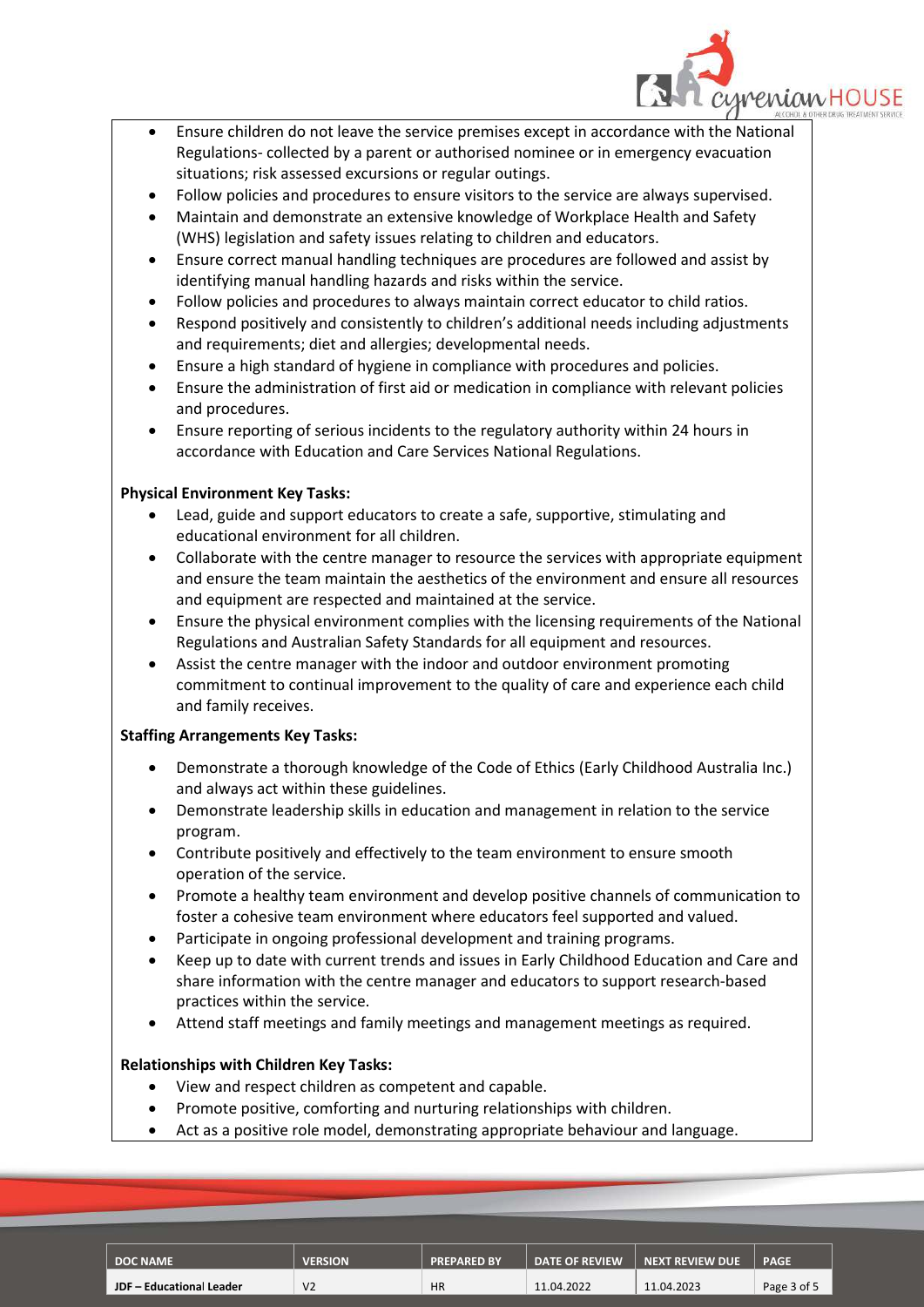- Ensure children do not leave the service premises except in accordance with the National Regulations- collected by a parent or authorised nominee or in emergency evacuation situations; risk assessed excursions or regular outings.
- Follow policies and procedures to ensure visitors to the service are always supervised.
- Maintain and demonstrate an extensive knowledge of Workplace Health and Safety (WHS) legislation and safety issues relating to children and educators.
- Ensure correct manual handling techniques are procedures are followed and assist by identifying manual handling hazards and risks within the service.
- Follow policies and procedures to always maintain correct educator to child ratios.
- Respond positively and consistently to children's additional needs including adjustments and requirements; diet and allergies; developmental needs.
- Ensure a high standard of hygiene in compliance with procedures and policies.
- Ensure the administration of first aid or medication in compliance with relevant policies and procedures.
- Ensure reporting of serious incidents to the regulatory authority within 24 hours in accordance with Education and Care Services National Regulations.

**Physical Environment Key Tasks:**

- Lead, guide and support educators to create a safe, supportive, stimulating and educational environment for all children.
- Collaborate with the centre manager to resource the services with appropriate equipment and ensure the team maintain the aesthetics of the environment and ensure all resources and equipment are respected and maintained at the service.
- Ensure the physical environment complies with the licensing requirements of the National Regulations and Australian Safety Standards for all equipment and resources.
- Assist the centre manager with the indoor and outdoor environment promoting commitment to continual improvement to the quality of care and experience each child and family receives.

**Staffing Arrangements Key Tasks:**

- Demonstrate a thorough knowledge of the Code of Ethics (Early Childhood Australia Inc.) and always act within these guidelines.
- Demonstrate leadership skills in education and management in relation to the service program.
- Contribute positively and effectively to the team environment to ensure smooth operation of the service.
- Promote a healthy team environment and develop positive channels of communication to foster a cohesive team environment where educators feel supported and valued.
- Participate in ongoing professional development and training programs.
- Keep up to date with current trends and issues in Early Childhood Education and Care and share information with the centre manager and educators to support research-based practices within the service.
- Attend staff meetings and family meetings and management meetings as required.

**Relationships with Children Key Tasks:**

- View and respect children as competent and capable.
- Promote positive, comforting and nurturing relationships with children.
- Act as a positive role model, demonstrating appropriate behaviour and language.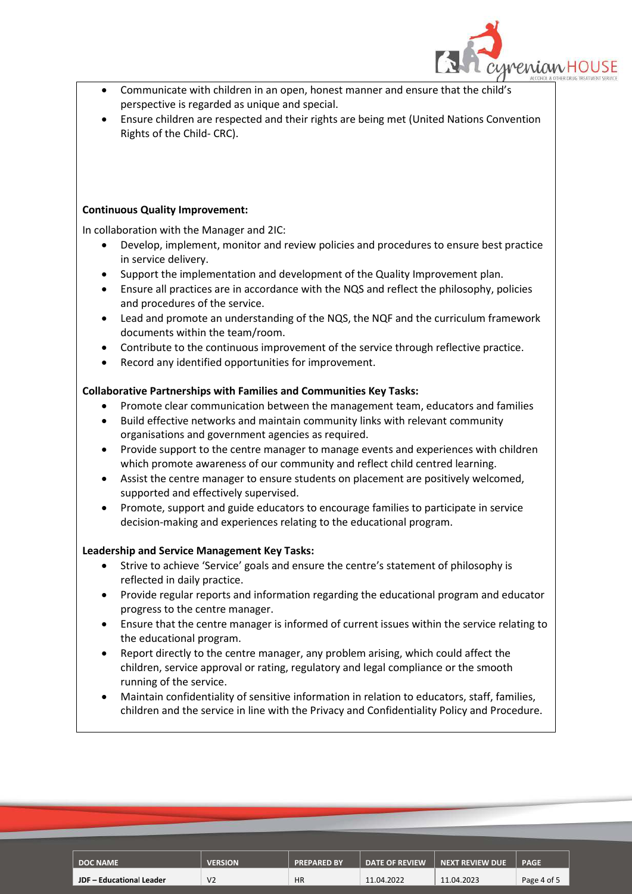- Communicate with children in an open, honest manner and ensure that the child's perspective is regarded as unique and special.
- Ensure children are respected and their rights are being met (United Nations Convention Rights of the Child- CRC).

**Continuous Quality Improvement:**

In collaboration with the Manager and 2IC:

- Develop, implement, monitor and review policies and procedures to ensure best practice in service delivery.
- Support the implementation and development of the Quality Improvement plan.
- Ensure all practices are in accordance with the NQS and reflect the philosophy, policies and procedures of the service.
- Lead and promote an understanding of the NQS, the NQF and the curriculum framework documents within the team/room.
- Contribute to the continuous improvement of the service through reflective practice.
- Record any identified opportunities for improvement.

**Collaborative Partnerships with Families and Communities Key Tasks:**

- Promote clear communication between the management team, educators and families
- Build effective networks and maintain community links with relevant community organisations and government agencies as required.
- Provide support to the centre manager to manage events and experiences with children which promote awareness of our community and reflect child centred learning.
- Assist the centre manager to ensure students on placement are positively welcomed, supported and effectively supervised.
- Promote, support and guide educators to encourage families to participate in service decision-making and experiences relating to the educational program.

**Leadership and Service Management Key Tasks:**

- Strive to achieve 'Service' goals and ensure the centre's statement of philosophy is reflected in daily practice.
- Provide regular reports and information regarding the educational program and educator progress to the centre manager.
- Ensure that the centre manager is informed of current issues within the service relating to the educational program.
- Report directly to the centre manager, any problem arising, which could affect the children, service approval or rating, regulatory and legal compliance or the smooth running of the service.
- Maintain confidentiality of sensitive information in relation to educators, staff, families, children and the service in line with the Privacy and Confidentiality Policy and Procedure.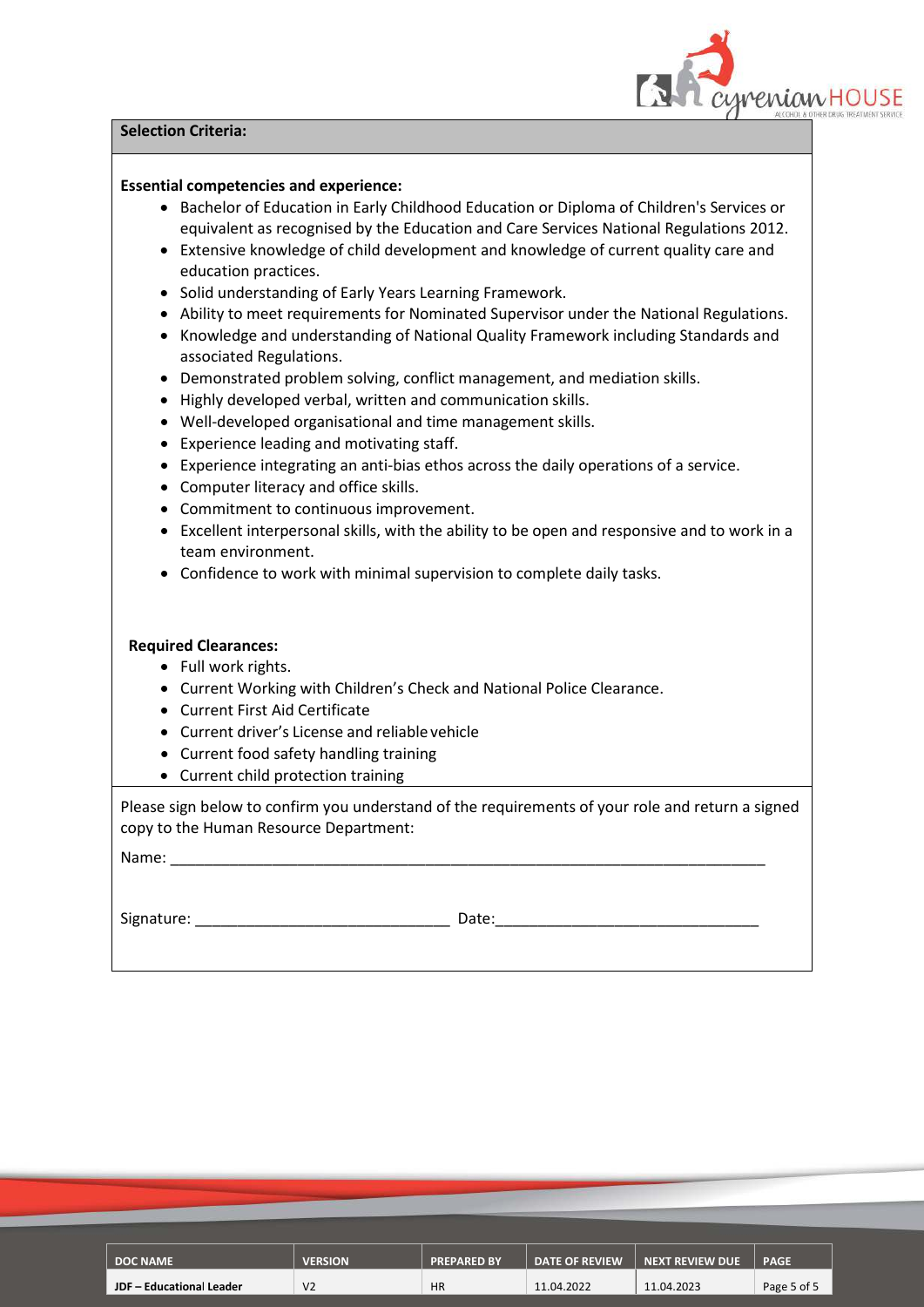**Selection Criteria:**

**Essential competencies and experience:**

- Bachelor of Education in Early Childhood Education or Diploma of Children's Services or equivalent as recognised by the Education and Care Services National Regulations 2012.
- Extensive knowledge of child development and knowledge of current quality care and education practices.
- Solid understanding of Early Years Learning Framework.
- Ability to meet requirements for Nominated Supervisor under the National Regulations.
- Knowledge and understanding of National Quality Framework including Standards and associated Regulations.
- Demonstrated problem solving, conflict management, and mediation skills.
- Highly developed verbal, written and communication skills.
- Well-developed organisational and time management skills.
- Experience leading and motivating staff.
- Experience integrating an anti-bias ethos across the daily operations of a service.
- Computer literacy and office skills.
- Commitment to continuous improvement.
- Excellent interpersonal skills, with the ability to be open and responsive and to work in a team environment.
- Confidence to work with minimal supervision to complete daily tasks.

**Required Clearances:**

- Full work rights.
- Current Working with Children's Check and National Police Clearance.
- Current First Aid Certificate
- Current driver's License and reliable vehicle
- Current food safety handling training
- Current child protection training

Please sign below to confirm you understand of the requirements of your role and return a signed copy to the Human Resource Department:

Name: ________________________________________________________________________

Signature: ______________________________ Date:_______________________________

| DOC NAME | VERSION | PREPARED BY | DATE OF REVIEW | NEXT REVIEW DUE | PAGE |
|---|---|---|---|---|---|
| JDF – Educational Leader | V2 | HR | 11.04.2022 | 11.04.2023 | Page 5 of 5 |